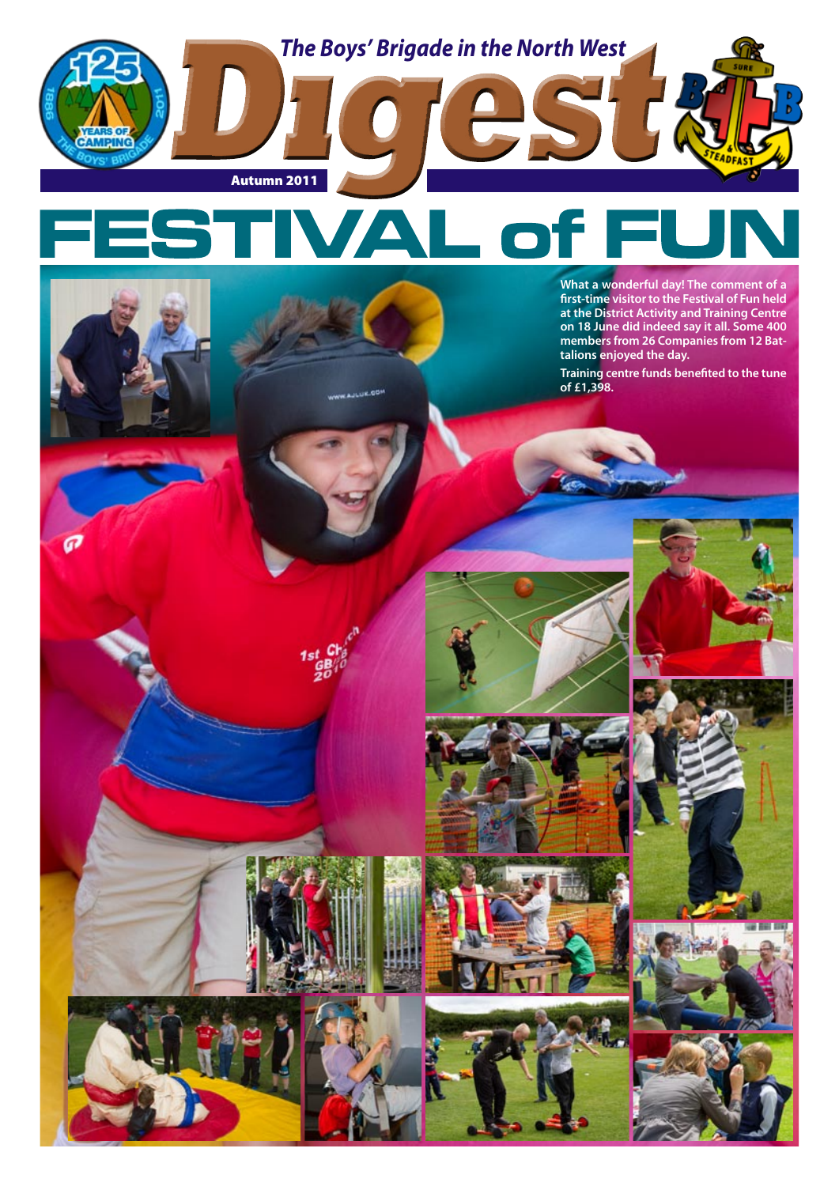*The Boys' Brigade in the North West*

# Digest

Autumn 2011

# FESTIVAL of FUN

**What a wonderful day! The comment of a first-time visitor to the Festival of Fun held at the District Activity and Training Centre on 18 June did indeed say it all. Some 400 members from 26 Companies from 12 Battalions enjoyed the day.**

**Training centre funds benefited to the tune of £1,398.**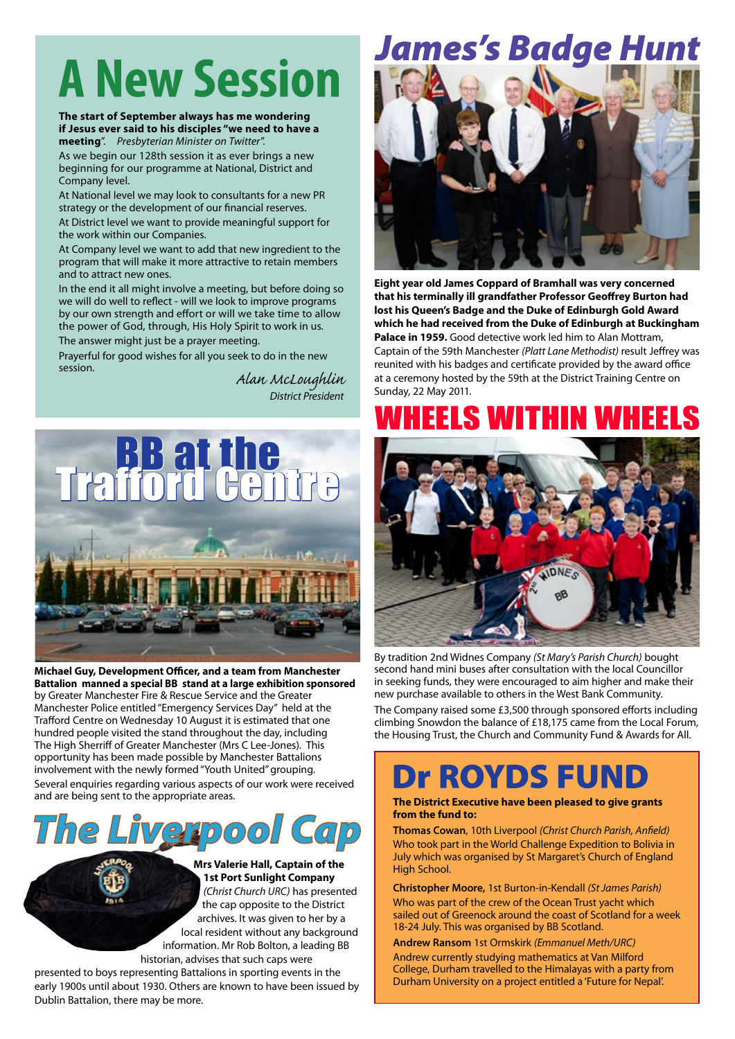# A New Session

**The start of September always has me wondering if Jesus ever said to his disciples "we need to have a meeting"**. *Presbyterian Minister on Twitter".*

As we begin our 128th session it as ever brings a new beginning for our programme at National, District and Company level.

At National level we may look to consultants for a new PR strategy or the development of our financial reserves.

At District level we want to provide meaningful support for the work within our Companies.

At Company level we want to add that new ingredient to the program that will make it more attractive to retain members and to attract new ones.

In the end it all might involve a meeting, but before doing so we will do well to reflect - will we look to improve programs by our own strength and effort or will we take time to allow the power of God, through, His Holy Spirit to work in us.

The answer might just be a prayer meeting.

Prayerful for good wishes for all you seek to do in the new session.

*Alan McLoughlin*
*District President*

# BB at the Trafford Centre

**Michael Guy, Development Officer, and a team from Manchester Battalion manned a special BB stand at a large exhibition sponsored** by Greater Manchester Fire & Rescue Service and the Greater Manchester Police entitled "Emergency Services Day" held at the Trafford Centre on Wednesday 10 August it is estimated that one hundred people visited the stand throughout the day, including The High Sherriff of Greater Manchester (Mrs C Lee-Jones). This opportunity has been made possible by Manchester Battalions involvement with the newly formed "Youth United" grouping.

Several enquiries regarding various aspects of our work were received and are being sent to the appropriate areas.

# The Liverpool Cap

**Mrs Valerie Hall, Captain of the 1st Port Sunlight Company** *(Christ Church URC)* has presented the cap opposite to the District archives. It was given to her by a local resident without any background information. Mr Rob Bolton, a leading BB historian, advises that such caps were presented to boys representing Battalions in sporting events in the early 1900s until about 1930. Others are known to have been issued by Dublin Battalion, there may be more.

# James's Badge Hunt

**Eight year old James Coppard of Bramhall was very concerned that his terminally ill grandfather Professor Geoffrey Burton had lost his Queen's Badge and the Duke of Edinburgh Gold Award which he had received from the Duke of Edinburgh at Buckingham Palace in 1959.** Good detective work led him to Alan Mottram, Captain of the 59th Manchester *(Platt Lane Methodist)* result Jeffrey was reunited with his badges and certificate provided by the award office at a ceremony hosted by the 59th at the District Training Centre on Sunday, 22 May 2011.

# WHEELS WITHIN WHEELS

By tradition 2nd Widnes Company *(St Mary's Parish Church)* bought second hand mini buses after consultation with the local Councillor in seeking funds, they were encouraged to aim higher and make their new purchase available to others in the West Bank Community.

The Company raised some £3,500 through sponsored efforts including climbing Snowdon the balance of £18,175 came from the Local Forum, the Housing Trust, the Church and Community Fund & Awards for All.

# Dr ROYDS FUND

**The District Executive have been pleased to give grants from the fund to:**

**Thomas Cowan**, 10th Liverpool *(Christ Church Parish, Anfield)*
Who took part in the World Challenge Expedition to Bolivia in July which was organised by St Margaret's Church of England High School.

**Christopher Moore,** 1st Burton-in-Kendall *(St James Parish)*
Who was part of the crew of the Ocean Trust yacht which sailed out of Greenock around the coast of Scotland for a week 18-24 July. This was organised by BB Scotland.

**Andrew Ransom** 1st Ormskirk *(Emmanuel Meth/URC)*
Andrew currently studying mathematics at Van Milford College, Durham travelled to the Himalayas with a party from Durham University on a project entitled a 'Future for Nepal'.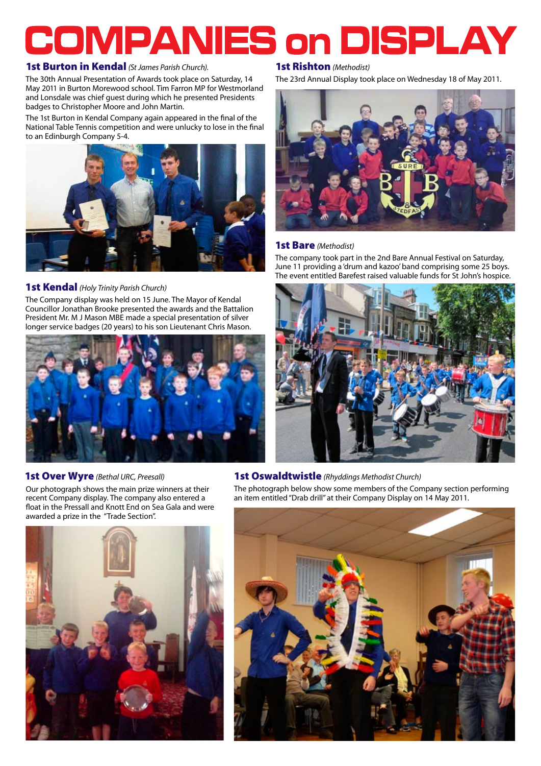# COMPANIES on DISPLAY

## 1st Burton in Kendal *(St James Parish Church).*

The 30th Annual Presentation of Awards took place on Saturday, 14 May 2011 in Burton Morewood school. Tim Farron MP for Westmorland and Lonsdale was chief guest during which he presented Presidents badges to Christopher Moore and John Martin.

The 1st Burton in Kendal Company again appeared in the final of the National Table Tennis competition and were unlucky to lose in the final to an Edinburgh Company 5-4.

## 1st Kendal *(Holy Trinity Parish Church)*

The Company display was held on 15 June. The Mayor of Kendal Councillor Jonathan Brooke presented the awards and the Battalion President Mr. M J Mason MBE made a special presentation of silver longer service badges (20 years) to his son Lieutenant Chris Mason.

## 1st Rishton *(Methodist)*

The 23rd Annual Display took place on Wednesday 18 of May 2011.

## 1st Bare *(Methodist)*

The company took part in the 2nd Bare Annual Festival on Saturday, June 11 providing a 'drum and kazoo' band comprising some 25 boys. The event entitled Barefest raised valuable funds for St John's hospice.

## 1st Over Wyre *(Bethal URC, Preesall)*

Our photograph shows the main prize winners at their recent Company display. The company also entered a float in the Pressall and Knott End on Sea Gala and were awarded a prize in the "Trade Section".

## 1st Oswaldtwistle *(Rhyddings Methodist Church)*

The photograph below show some members of the Company section performing an item entitled "Drab drill" at their Company Display on 14 May 2011.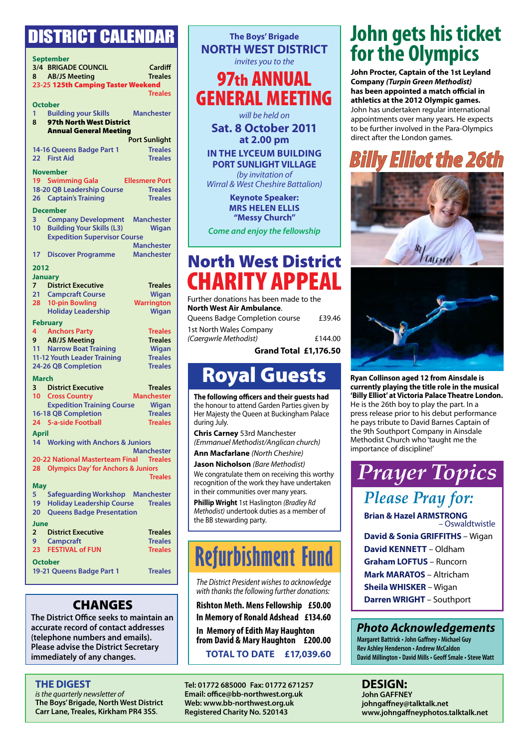# DISTRICT CALENDAR

**September**

| | | |
|---|---|---|
| 3/4 | BRIGADE COUNCIL | Cardiff |
| 8 | AB/JS Meeting | Treales |
| 23-25 | **125th Camping Taster Weekend** | Treales |

**October**

| | | |
|---|---|---|
| 1 | Building your Skills | Manchester |
| 8 | **97th North West District Annual General Meeting** | Port Sunlight |
| 14-16 | Queens Badge Part 1 | Treales |
| 22 | First Aid | Treales |

**November**

| | | |
|---|---|---|
| 19 | Swimming Gala | Ellesmere Port |
| 18-20 | QB Leadership Course | Treales |
| 26 | Captain's Training | Treales |

**December**

| | | |
|---|---|---|
| 3 | Company Development | Manchester |
| 10 | Building Your Skills (L3) | Wigan |
| | Expedition Supervisor Course | Manchester |
| 17 | Discover Programme | Manchester |

**2012**

**January**

| | | |
|---|---|---|
| 7 | District Executive | Treales |
| 21 | Campcraft Course | Wigan |
| 28 | 10-pin Bowling | Warrington |
| | Holiday Leadership | Wigan |

**February**

| | | |
|---|---|---|
| 4 | Anchors Party | Treales |
| 9 | AB/JS Meeting | Treales |
| 11 | Narrow Boat Training | Wigan |
| 11-12 | Youth Leader Training | Treales |
| 24-26 | QB Completion | Treales |

**March**

| | | |
|---|---|---|
| 3 | District Executive | Treales |
| 10 | Cross Country | Manchester |
| | Expedition Training Course | Wigan |
| 16-18 | QB Completion | Treales |
| 24 | 5-a-side Football | Treales |

**April**

| | | |
|---|---|---|
| 14 | Working with Anchors & Juniors | Manchester |
| 20-22 | National Masterteam Final | Treales |
| 28 | Olympics Day' for Anchors & Juniors | Treales |

**May**

| | | |
|---|---|---|
| 5 | Safeguarding Workshop | Manchester |
| 19 | Holiday Leadership Course | Treales |
| 20 | Queens Badge Presentation | |

**June**

| | | |
|---|---|---|
| 2 | District Executive | Treales |
| 9 | Campcraft | Treales |
| 23 | FESTIVAL of FUN | Treales |

**October**

| | | |
|---|---|---|
| 19-21 | Queens Badge Part 1 | Treales |

## CHANGES

**The District Office seeks to maintain an accurate record of contact addresses (telephone numbers and emails). Please advise the District Secretary immediately of any changes.**

---

The Boys' Brigade
**NORTH WEST DISTRICT**
*invites you to the*

# 97th ANNUAL GENERAL MEETING

*will be held on*

**Sat. 8 October 2011 at 2.00 pm**

**IN THE LYCEUM BUILDING PORT SUNLIGHT VILLAGE**

*(by invitation of Wirral & West Cheshire Battalion)*

**Keynote Speaker: MRS HELEN ELLIS "Messy Church"**

*Come and enjoy the fellowship*

## North West District CHARITY APPEAL

Further donations has been made to the **North West Air Ambulance**.

| | |
|---|---|
| Queens Badge Completion course | £39.46 |
| 1st North Wales Company *(Caergwrle Methodist)* | £144.00 |
| **Grand Total** | **£1,176.50** |

## Royal Guests

**The following officers and their guests had** the honour to attend Garden Parties given by Her Majesty the Queen at Buckingham Palace during July.

**Chris Carney** 53rd Manchester *(Emmanuel Methodist/Anglican church)*

**Ann Macfarlane** *(North Cheshire)*

**Jason Nicholson** *(Bare Methodist)*

We congratulate them on receiving this worthy recognition of the work they have undertaken in their communities over many years.

**Phillip Wright** 1st Haslington *(Bradley Rd Methodist)* undertook duties as a member of the BB stewarding party.

## Refurbishment Fund

*The District President wishes to acknowledge with thanks the following further donations:*

| | |
|---|---|
| **Rishton Meth. Mens Fellowship** | **£50.00** |
| **In Memory of Ronald Adshead** | **£134.60** |
| **In Memory of Edith May Haughton from David & Mary Haughton** | **£200.00** |
| **TOTAL TO DATE** | **£17,039.60** |

---

# John gets his ticket for the Olympics

**John Procter, Captain of the 1st Leyland Company *(Turpin Green Methodist)* has been appointed a match official in athletics at the 2012 Olympic games.** John has undertaken regular international appointments over many years. He expects to be further involved in the Para-Olympics direct after the London games.

## Billy Elliot the 26th

**Ryan Collinson aged 12 from Ainsdale is currently playing the title role in the musical 'Billy Elliot' at Victoria Palace Theatre London.** He is the 26th boy to play the part. In a press release prior to his debut performance he pays tribute to David Barnes Captain of the 9th Southport Company in Ainsdale Methodist Church who 'taught me the importance of discipline!'

## Prayer Topics

### Please Pray for:

- **Brian & Hazel ARMSTRONG** – Oswaldtwistle
- **David & Sonia GRIFFITHS** – Wigan
- **David KENNETT** – Oldham
- **Graham LOFTUS** – Runcorn
- **Mark MARATOS** – Altricham
- **Sheila WHISKER** – Wigan
- **Darren WRIGHT** – Southport

## Photo Acknowledgements

Margaret Battrick • John Gaffney • Michael Guy
Rev Ashley Henderson • Andrew McCaldon
David Millington • David Mills • Geoff Smale • Steve Watt

---

**THE DIGEST**
*is the quarterly newsletter of*
**The Boys' Brigade, North West District**
**Carr Lane, Treales, Kirkham PR4 3SS.**

**Tel: 01772 685000 Fax: 01772 671257**
**Email: office@bb-northwest.org.uk**
**Web: www.bb-northwest.org.uk**
**Registered Charity No. 520143**

**DESIGN:**
**John GAFFNEY**
**johngaffney@talktalk.net**
**www.johngaffneyphotos.talktalk.net**